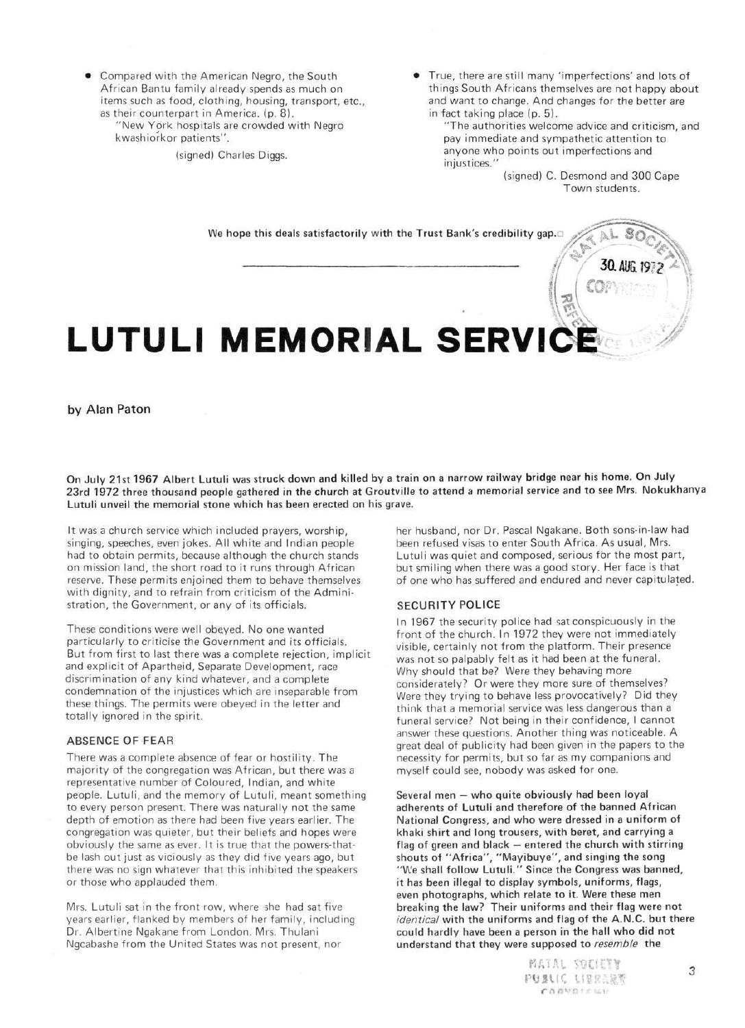- Compared with the American Negro, the South African Bantu family already spends as much on items such as food, clothing, housing, transport, etc., as their counterpart in America. (p. 8).

  "New York hospitals are crowded with Negro kwashiorkor patients".

  (signed) Charles Diggs.

- True, there are still many 'imperfections' and lots of things South Africans themselves are not happy about and want to change. And changes for the better are in fact taking place (p. 5).

  "The authorities welcome advice and criticism, and pay immediate and sympathetic attention to anyone who points out imperfections and injustices."

  (signed) C. Desmond and 300 Cape Town students.

**We hope this deals satisfactorily with the Trust Bank's credibility gap.**

---

# LUTULI MEMORIAL SERVICE

**by Alan Paton**

**On July 21st 1967 Albert Lutuli was struck down and killed by a train on a narrow railway bridge near his home. On July 23rd 1972 three thousand people gathered in the church at Groutville to attend a memorial service and to see Mrs. Nokukhanya Lutuli unveil the memorial stone which has been erected on his grave.**

It was a church service which included prayers, worship, singing, speeches, even jokes. All white and Indian people had to obtain permits, because although the church stands on mission land, the short road to it runs through African reserve. These permits enjoined them to behave themselves with dignity, and to refrain from criticism of the Administration, the Government, or any of its officials.

These conditions were well obeyed. No one wanted particularly to criticise the Government and its officials. But from first to last there was a complete rejection, implicit and explicit of Apartheid, Separate Development, race discrimination of any kind whatever, and a complete condemnation of the injustices which are inseparable from these things. The permits were obeyed in the letter and totally ignored in the spirit.

## ABSENCE OF FEAR

There was a complete absence of fear or hostility. The majority of the congregation was African, but there was a representative number of Coloured, Indian, and white people. Lutuli, and the memory of Lutuli, meant something to every person present. There was naturally not the same depth of emotion as there had been five years earlier. The congregation was quieter, but their beliefs and hopes were obviously the same as ever. It is true that the powers-that-be lash out just as viciously as they did five years ago, but there was no sign whatever that this inhibited the speakers or those who applauded them.

Mrs. Lutuli sat in the front row, where she had sat five years earlier, flanked by members of her family, including Dr. Albertine Ngakane from London. Mrs. Thulani Ngcabashe from the United States was not present, nor her husband, nor Dr. Pascal Ngakane. Both sons-in-law had been refused visas to enter South Africa. As usual, Mrs. Lutuli was quiet and composed, serious for the most part, but smiling when there was a good story. Her face is that of one who has suffered and endured and never capitulated.

## SECURITY POLICE

In 1967 the security police had sat conspicuously in the front of the church. In 1972 they were not immediately visible, certainly not from the platform. Their presence was not so palpably felt as it had been at the funeral. Why should that be? Were they behaving more considerately? Or were they more sure of themselves? Were they trying to behave less provocatively? Did they think that a memorial service was less dangerous than a funeral service? Not being in their confidence, I cannot answer these questions. Another thing was noticeable. A great deal of publicity had been given in the papers to the necessity for permits, but so far as my companions and myself could see, nobody was asked for one.

**Several men — who quite obviously had been loyal adherents of Lutuli and therefore of the banned African National Congress, and who were dressed in a uniform of khaki shirt and long trousers, with beret, and carrying a flag of green and black — entered the church with stirring shouts of "Africa", "Mayibuye", and singing the song "We shall follow Lutuli." Since the Congress was banned, it has been illegal to display symbols, uniforms, flags, even photographs, which relate to it. Were these men breaking the law? Their uniforms and their flag were not *identical* with the uniforms and flag of the A.N.C. but there could hardly have been a person in the hall who did not understand that they were supposed to *resemble* the**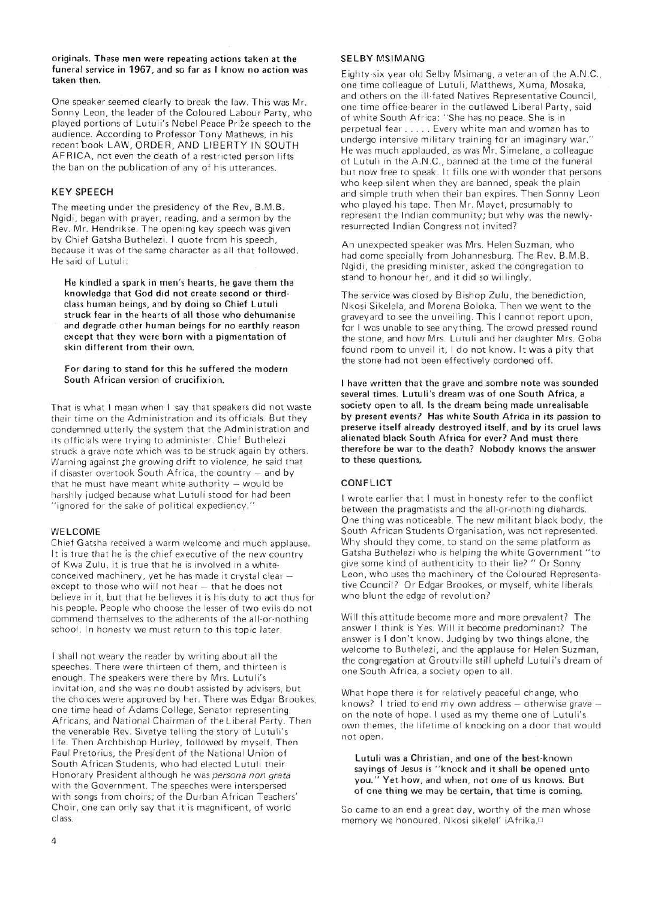**originals. These men were repeating actions taken at the funeral service in 1967, and so far as I know no action was taken then.**

One speaker seemed clearly to break the law. This was Mr. Sonny Leon, the leader of the Coloured Labour Party, who played portions of Lutuli's Nobel Peace Prize speech to the audience. According to Professor Tony Mathews, in his recent book LAW, ORDER, AND LIBERTY IN SOUTH AFRICA, not even the death of a restricted person lifts the ban on the publication of any of his utterances.

## KEY SPEECH

The meeting under the presidency of the Rev, B.M.B. Ngidi, began with prayer, reading, and a sermon by the Rev. Mr. Hendrikse. The opening key speech was given by Chief Gatsha Buthelezi. I quote from his speech, because it was of the same character as all that followed. He said of Lutuli:

> **He kindled a spark in men's hearts, he gave them the knowledge that God did not create second or third-class human beings, and by doing so Chief Lutuli struck fear in the hearts of all those who dehumanise and degrade other human beings for no earthly reason except that they were born with a pigmentation of skin different from their own.**
>
> **For daring to stand for this he suffered the modern South African version of crucifixion.**

That is what I mean when I say that speakers did not waste their time on the Administration and its officials. But they condemned utterly the system that the Administration and its officials were trying to administer. Chief Buthelezi struck a grave note which was to be struck again by others. Warning against the growing drift to violence, he said that if disaster overtook South Africa, the country — and by that he must have meant white authority — would be harshly judged because what Lutuli stood for had been "ignored for the sake of political expediency."

## WELCOME

Chief Gatsha received a warm welcome and much applause. It is true that he is the chief executive of the new country of Kwa Zulu, it is true that he is involved in a white-conceived machinery, yet he has made it crystal clear — except to those who will not hear — that he does not believe in it, but that he believes it is his duty to act thus for his people. People who choose the lesser of two evils do not commend themselves to the adherents of the all-or-nothing school. In honesty we must return to this topic later.

I shall not weary the reader by writing about all the speeches. There were thirteen of them, and thirteen is enough. The speakers were there by Mrs. Lutuli's invitation, and she was no doubt assisted by advisers, but the choices were approved by her. There was Edgar Brookes, one time head of Adams College, Senator representing Africans, and National Chairman of the Liberal Party. Then the venerable Rev. Sivetye telling the story of Lutuli's life. Then Archbishop Hurley, followed by myself. Then Paul Pretorius, the President of the National Union of South African Students, who had elected Lutuli their Honorary President although he was *persona non grata* with the Government. The speeches were interspersed with songs from choirs; of the Durban African Teachers' Choir, one can only say that it is magnificent, of world class.

## SELBY MSIMANG

Eighty-six year old Selby Msimang, a veteran of the A.N.C., one time colleague of Lutuli, Matthews, Xuma, Mosaka, and others on the ill-fated Natives Representative Council, one time office-bearer in the outlawed Liberal Party, said of white South Africa: "She has no peace. She is in perpetual fear . . . . . Every white man and woman has to undergo intensive military training for an imaginary war." He was much applauded, as was Mr. Simelane, a colleague of Lutuli in the A.N.C., banned at the time of the funeral but now free to speak. It fills one with wonder that persons who keep silent when they are banned, speak the plain and simple truth when their ban expires. Then Sonny Leon who played his tape. Then Mr. Mayet, presumably to represent the Indian community; but why was the newly-resurrected Indian Congress not invited?

An unexpected speaker was Mrs. Helen Suzman, who had come specially from Johannesburg. The Rev. B.M.B. Ngidi, the presiding minister, asked the congregation to stand to honour her, and it did so willingly.

The service was closed by Bishop Zulu, the benediction, Nkosi Sikelela, and Morena Boloka. Then we went to the graveyard to see the unveiling. This I cannot report upon, for I was unable to see anything. The crowd pressed round the stone, and how Mrs. Lutuli and her daughter Mrs. Goba found room to unveil it, I do not know. It was a pity that the stone had not been effectively cordoned off.

**I have written that the grave and sombre note was sounded several times. Lutuli's dream was of one South Africa, a society open to all. Is the dream being made unrealisable by present events? Has white South Africa in its passion to preserve itself already destroyed itself, and by its cruel laws alienated black South Africa for ever? And must there therefore be war to the death? Nobody knows the answer to these questions.**

## CONFLICT

I wrote earlier that I must in honesty refer to the conflict between the pragmatists and the all-or-nothing diehards. One thing was noticeable. The new militant black body, the South African Students Organisation, was not represented. Why should they come, to stand on the same platform as Gatsha Buthelezi who is helping the white Government "to give some kind of authenticity to their lie?" Or Sonny Leon, who uses the machinery of the Coloured Representative Council? Or Edgar Brookes, or myself, white liberals who blunt the edge of revolution?

Will this attitude become more and more prevalent? The answer I think is Yes. Will it become predominant? The answer is I don't know. Judging by two things alone, the welcome to Buthelezi, and the applause for Helen Suzman, the congregation at Groutville still upheld Lutuli's dream of one South Africa, a society open to all.

What hope there is for relatively peaceful change, who knows? I tried to end my own address — otherwise grave — on the note of hope. I used as my theme one of Lutuli's own themes, the lifetime of knocking on a door that would not open.

> **Lutuli was a Christian, and one of the best-known sayings of Jesus is "knock and it shall be opened unto you." Yet how, and when, not one of us knows. But of one thing we may be certain, that time is coming.**

So came to an end a great day, worthy of the man whose memory we honoured. Nkosi sikelel' iAfrika.□